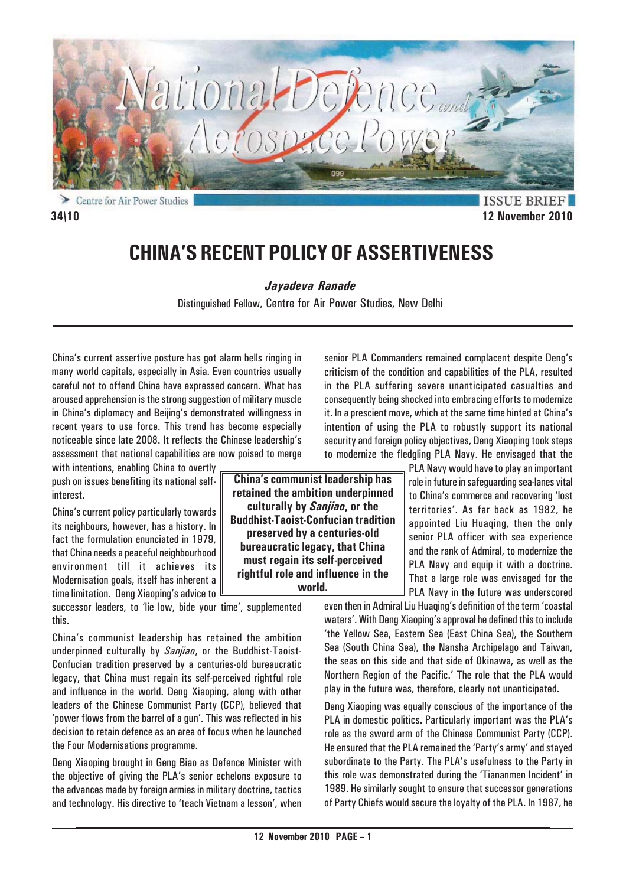ISSUE BRIEF

34\10

12 November 2010

# CHINA'S RECENT POLICY OF ASSERTIVENESS

***Jayadeva Ranade***

Distinguished Fellow, Centre for Air Power Studies, New Delhi

China's current assertive posture has got alarm bells ringing in many world capitals, especially in Asia. Even countries usually careful not to offend China have expressed concern. What has aroused apprehension is the strong suggestion of military muscle in China's diplomacy and Beijing's demonstrated willingness in recent years to use force. This trend has become especially noticeable since late 2008. It reflects the Chinese leadership's assessment that national capabilities are now poised to merge with intentions, enabling China to overtly push on issues benefiting its national self-interest.

China's current policy particularly towards its neighbours, however, has a history. In fact the formulation enunciated in 1979, that China needs a peaceful neighbourhood environment till it achieves its Modernisation goals, itself has inherent a time limitation. Deng Xiaoping's advice to successor leaders, to 'lie low, bide your time', supplemented this.

China's communist leadership has retained the ambition underpinned culturally by *Sanjiao*, or the Buddhist-Taoist-Confucian tradition preserved by a centuries-old bureaucratic legacy, that China must regain its self-perceived rightful role and influence in the world. Deng Xiaoping, along with other leaders of the Chinese Communist Party (CCP), believed that 'power flows from the barrel of a gun'. This was reflected in his decision to retain defence as an area of focus when he launched the Four Modernisations programme.

Deng Xiaoping brought in Geng Biao as Defence Minister with the objective of giving the PLA's senior echelons exposure to the advances made by foreign armies in military doctrine, tactics and technology. His directive to 'teach Vietnam a lesson', when senior PLA Commanders remained complacent despite Deng's criticism of the condition and capabilities of the PLA, resulted in the PLA suffering severe unanticipated casualties and consequently being shocked into embracing efforts to modernize it. In a prescient move, which at the same time hinted at China's intention of using the PLA to robustly support its national security and foreign policy objectives, Deng Xiaoping took steps to modernize the fledgling PLA Navy. He envisaged that the PLA Navy would have to play an important role in future in safeguarding sea-lanes vital to China's commerce and recovering 'lost territories'. As far back as 1982, he appointed Liu Huaqing, then the only senior PLA officer with sea experience and the rank of Admiral, to modernize the PLA Navy and equip it with a doctrine. That a large role was envisaged for the PLA Navy in the future was underscored even then in Admiral Liu Huaqing's definition of the term 'coastal waters'. With Deng Xiaoping's approval he defined this to include 'the Yellow Sea, Eastern Sea (East China Sea), the Southern Sea (South China Sea), the Nansha Archipelago and Taiwan, the seas on this side and that side of Okinawa, as well as the Northern Region of the Pacific.' The role that the PLA would play in the future was, therefore, clearly not unanticipated.

> **China's communist leadership has retained the ambition underpinned culturally by *Sanjiao*, or the Buddhist-Taoist-Confucian tradition preserved by a centuries-old bureaucratic legacy, that China must regain its self-perceived rightful role and influence in the world.**

Deng Xiaoping was equally conscious of the importance of the PLA in domestic politics. Particularly important was the PLA's role as the sword arm of the Chinese Communist Party (CCP). He ensured that the PLA remained the 'Party's army' and stayed subordinate to the Party. The PLA's usefulness to the Party in this role was demonstrated during the 'Tiananmen Incident' in 1989. He similarly sought to ensure that successor generations of Party Chiefs would secure the loyalty of the PLA. In 1987, he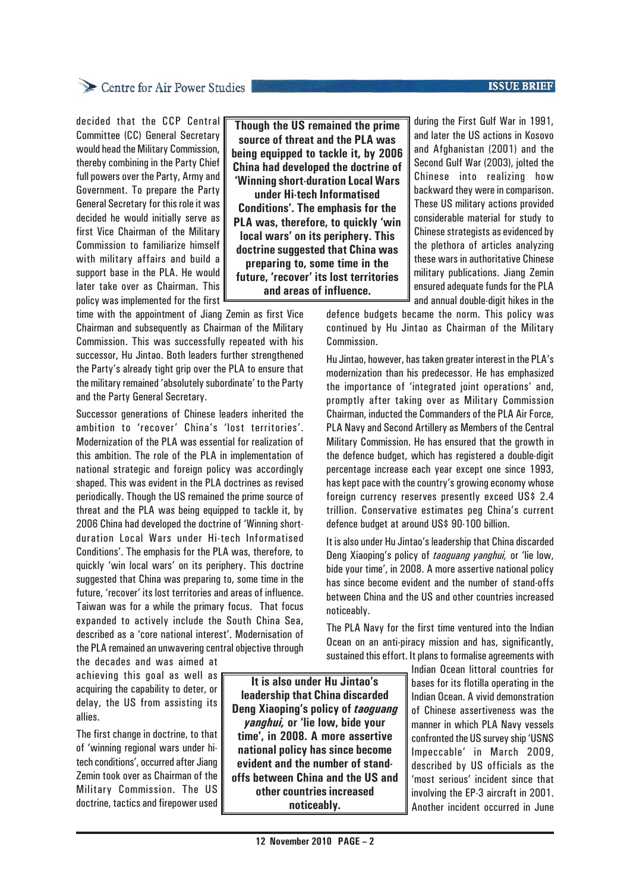decided that the CCP Central Committee (CC) General Secretary would head the Military Commission, thereby combining in the Party Chief full powers over the Party, Army and Government. To prepare the Party General Secretary for this role it was decided he would initially serve as first Vice Chairman of the Military Commission to familiarize himself with military affairs and build a support base in the PLA. He would later take over as Chairman. This policy was implemented for the first time with the appointment of Jiang Zemin as first Vice Chairman and subsequently as Chairman of the Military Commission. This was successfully repeated with his successor, Hu Jintao. Both leaders further strengthened the Party's already tight grip over the PLA to ensure that the military remained 'absolutely subordinate' to the Party and the Party General Secretary.

**Though the US remained the prime source of threat and the PLA was being equipped to tackle it, by 2006 China had developed the doctrine of 'Winning short-duration Local Wars under Hi-tech Informatised Conditions'. The emphasis for the PLA was, therefore, to quickly 'win local wars' on its periphery. This doctrine suggested that China was preparing to, some time in the future, 'recover' its lost territories and areas of influence.**

Successor generations of Chinese leaders inherited the ambition to 'recover' China's 'lost territories'. Modernization of the PLA was essential for realization of this ambition. The role of the PLA in implementation of national strategic and foreign policy was accordingly shaped. This was evident in the PLA doctrines as revised periodically. Though the US remained the prime source of threat and the PLA was being equipped to tackle it, by 2006 China had developed the doctrine of 'Winning short-duration Local Wars under Hi-tech Informatised Conditions'. The emphasis for the PLA was, therefore, to quickly 'win local wars' on its periphery. This doctrine suggested that China was preparing to, some time in the future, 'recover' its lost territories and areas of influence. Taiwan was for a while the primary focus. That focus expanded to actively include the South China Sea, described as a 'core national interest'. Modernisation of the PLA remained an unwavering central objective through the decades and was aimed at achieving this goal as well as acquiring the capability to deter, or delay, the US from assisting its allies.

The first change in doctrine, to that of 'winning regional wars under hi-tech conditions', occurred after Jiang Zemin took over as Chairman of the Military Commission. The US doctrine, tactics and firepower used during the First Gulf War in 1991, and later the US actions in Kosovo and Afghanistan (2001) and the Second Gulf War (2003), jolted the Chinese into realizing how backward they were in comparison. These US military actions provided considerable material for study to Chinese strategists as evidenced by the plethora of articles analyzing these wars in authoritative Chinese military publications. Jiang Zemin ensured adequate funds for the PLA and annual double-digit hikes in the defence budgets became the norm. This policy was continued by Hu Jintao as Chairman of the Military Commission.

Hu Jintao, however, has taken greater interest in the PLA's modernization than his predecessor. He has emphasized the importance of 'integrated joint operations' and, promptly after taking over as Military Commission Chairman, inducted the Commanders of the PLA Air Force, PLA Navy and Second Artillery as Members of the Central Military Commission. He has ensured that the growth in the defence budget, which has registered a double-digit percentage increase each year except one since 1993, has kept pace with the country's growing economy whose foreign currency reserves presently exceed US$ 2.4 trillion. Conservative estimates peg China's current defence budget at around US$ 90-100 billion.

It is also under Hu Jintao's leadership that China discarded Deng Xiaoping's policy of *taoguang yanghui,* or 'lie low, bide your time', in 2008. A more assertive national policy has since become evident and the number of stand-offs between China and the US and other countries increased noticeably.

**It is also under Hu Jintao's leadership that China discarded Deng Xiaoping's policy of *taoguang yanghui,* or 'lie low, bide your time', in 2008. A more assertive national policy has since become evident and the number of stand-offs between China and the US and other countries increased noticeably.**

The PLA Navy for the first time ventured into the Indian Ocean on an anti-piracy mission and has, significantly, sustained this effort. It plans to formalise agreements with Indian Ocean littoral countries for bases for its flotilla operating in the Indian Ocean. A vivid demonstration of Chinese assertiveness was the manner in which PLA Navy vessels confronted the US survey ship 'USNS Impeccable' in March 2009, described by US officials as the 'most serious' incident since that involving the EP-3 aircraft in 2001. Another incident occurred in June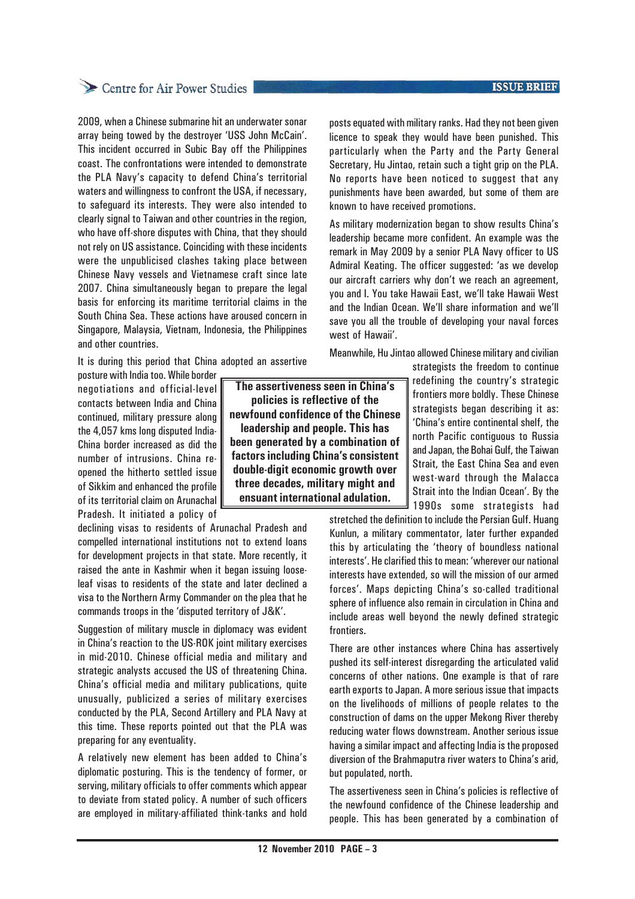2009, when a Chinese submarine hit an underwater sonar array being towed by the destroyer 'USS John McCain'. This incident occurred in Subic Bay off the Philippines coast. The confrontations were intended to demonstrate the PLA Navy's capacity to defend China's territorial waters and willingness to confront the USA, if necessary, to safeguard its interests. They were also intended to clearly signal to Taiwan and other countries in the region, who have off-shore disputes with China, that they should not rely on US assistance. Coinciding with these incidents were the unpublicised clashes taking place between Chinese Navy vessels and Vietnamese craft since late 2007. China simultaneously began to prepare the legal basis for enforcing its maritime territorial claims in the South China Sea. These actions have aroused concern in Singapore, Malaysia, Vietnam, Indonesia, the Philippines and other countries.

It is during this period that China adopted an assertive posture with India too. While border negotiations and official-level contacts between India and China continued, military pressure along the 4,057 kms long disputed India-China border increased as did the number of intrusions. China re-opened the hitherto settled issue of Sikkim and enhanced the profile of its territorial claim on Arunachal Pradesh. It initiated a policy of declining visas to residents of Arunachal Pradesh and compelled international institutions not to extend loans for development projects in that state. More recently, it raised the ante in Kashmir when it began issuing loose-leaf visas to residents of the state and later declined a visa to the Northern Army Commander on the plea that he commands troops in the 'disputed territory of J&K'.

**The assertiveness seen in China's policies is reflective of the newfound confidence of the Chinese leadership and people. This has been generated by a combination of factors including China's consistent double-digit economic growth over three decades, military might and ensuant international adulation.**

Suggestion of military muscle in diplomacy was evident in China's reaction to the US-ROK joint military exercises in mid-2010. Chinese official media and military and strategic analysts accused the US of threatening China. China's official media and military publications, quite unusually, publicized a series of military exercises conducted by the PLA, Second Artillery and PLA Navy at this time. These reports pointed out that the PLA was preparing for any eventuality.

A relatively new element has been added to China's diplomatic posturing. This is the tendency of former, or serving, military officials to offer comments which appear to deviate from stated policy. A number of such officers are employed in military-affiliated think-tanks and hold posts equated with military ranks. Had they not been given licence to speak they would have been punished. This particularly when the Party and the Party General Secretary, Hu Jintao, retain such a tight grip on the PLA. No reports have been noticed to suggest that any punishments have been awarded, but some of them are known to have received promotions.

As military modernization began to show results China's leadership became more confident. An example was the remark in May 2009 by a senior PLA Navy officer to US Admiral Keating. The officer suggested: 'as we develop our aircraft carriers why don't we reach an agreement, you and I. You take Hawaii East, we'll take Hawaii West and the Indian Ocean. We'll share information and we'll save you all the trouble of developing your naval forces west of Hawaii'.

Meanwhile, Hu Jintao allowed Chinese military and civilian strategists the freedom to continue redefining the country's strategic frontiers more boldly. These Chinese strategists began describing it as: 'China's entire continental shelf, the north Pacific contiguous to Russia and Japan, the Bohai Gulf, the Taiwan Strait, the East China Sea and even west-ward through the Malacca Strait into the Indian Ocean'. By the 1990s some strategists had stretched the definition to include the Persian Gulf. Huang Kunlun, a military commentator, later further expanded this by articulating the 'theory of boundless national interests'. He clarified this to mean: 'wherever our national interests have extended, so will the mission of our armed forces'. Maps depicting China's so-called traditional sphere of influence also remain in circulation in China and include areas well beyond the newly defined strategic frontiers.

There are other instances where China has assertively pushed its self-interest disregarding the articulated valid concerns of other nations. One example is that of rare earth exports to Japan. A more serious issue that impacts on the livelihoods of millions of people relates to the construction of dams on the upper Mekong River thereby reducing water flows downstream. Another serious issue having a similar impact and affecting India is the proposed diversion of the Brahmaputra river waters to China's arid, but populated, north.

The assertiveness seen in China's policies is reflective of the newfound confidence of the Chinese leadership and people. This has been generated by a combination of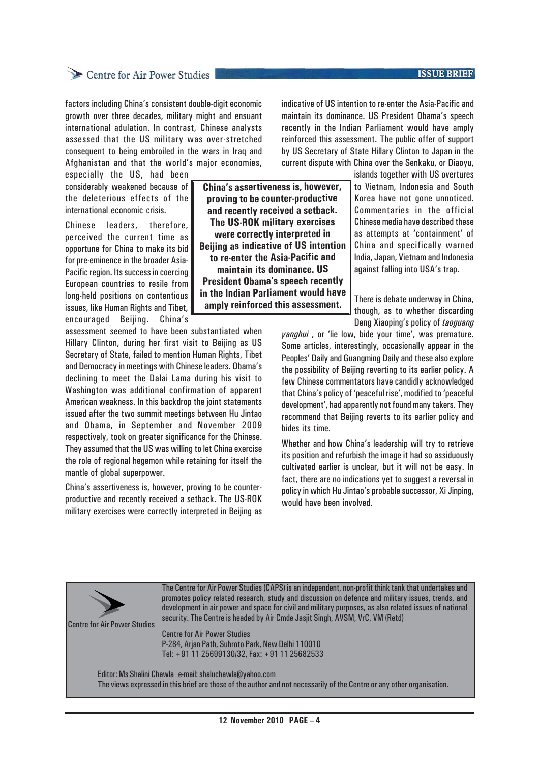factors including China's consistent double-digit economic growth over three decades, military might and ensuant international adulation. In contrast, Chinese analysts assessed that the US military was over-stretched consequent to being embroiled in the wars in Iraq and Afghanistan and that the world's major economies, especially the US, had been considerably weakened because of the deleterious effects of the international economic crisis.

Chinese leaders, therefore, perceived the current time as opportune for China to make its bid for pre-eminence in the broader Asia-Pacific region. Its success in coercing European countries to resile from long-held positions on contentious issues, like Human Rights and Tibet, encouraged Beijing. China's assessment seemed to have been substantiated when Hillary Clinton, during her first visit to Beijing as US Secretary of State, failed to mention Human Rights, Tibet and Democracy in meetings with Chinese leaders. Obama's declining to meet the Dalai Lama during his visit to Washington was additional confirmation of apparent American weakness. In this backdrop the joint statements issued after the two summit meetings between Hu Jintao and Obama, in September and November 2009 respectively, took on greater significance for the Chinese. They assumed that the US was willing to let China exercise the role of regional hegemon while retaining for itself the mantle of global superpower.

**China's assertiveness is, however, proving to be counter-productive and recently received a setback. The US-ROK military exercises were correctly interpreted in Beijing as indicative of US intention to re-enter the Asia-Pacific and maintain its dominance. US President Obama's speech recently in the Indian Parliament would have amply reinforced this assessment.**

China's assertiveness is, however, proving to be counter-productive and recently received a setback. The US-ROK military exercises were correctly interpreted in Beijing as indicative of US intention to re-enter the Asia-Pacific and maintain its dominance. US President Obama's speech recently in the Indian Parliament would have amply reinforced this assessment. The public offer of support by US Secretary of State Hillary Clinton to Japan in the current dispute with China over the Senkaku, or Diaoyu, islands together with US overtures to Vietnam, Indonesia and South Korea have not gone unnoticed. Commentaries in the official Chinese media have described these as attempts at 'containment' of China and specifically warned India, Japan, Vietnam and Indonesia against falling into USA's trap.

There is debate underway in China, though, as to whether discarding Deng Xiaoping's policy of *taoguang yanghui* , or 'lie low, bide your time', was premature. Some articles, interestingly, occasionally appear in the Peoples' Daily and Guangming Daily and these also explore the possibility of Beijing reverting to its earlier policy. A few Chinese commentators have candidly acknowledged that China's policy of 'peaceful rise', modified to 'peaceful development', had apparently not found many takers. They recommend that Beijing reverts to its earlier policy and bides its time.

Whether and how China's leadership will try to retrieve its position and refurbish the image it had so assiduously cultivated earlier is unclear, but it will not be easy. In fact, there are no indications yet to suggest a reversal in policy in which Hu Jintao's probable successor, Xi Jinping, would have been involved.

---

Centre for Air Power Studies

The Centre for Air Power Studies (CAPS) is an independent, non-profit think tank that undertakes and promotes policy related research, study and discussion on defence and military issues, trends, and development in air power and space for civil and military purposes, as also related issues of national security. The Centre is headed by Air Cmde Jasjit Singh, AVSM, VrC, VM (Retd)

Centre for Air Power Studies
P-284, Arjan Path, Subroto Park, New Delhi 110010
Tel: +91 11 25699130/32, Fax: +91 11 25682533

Editor: Ms Shalini Chawla e-mail: shaluchawla@yahoo.com
The views expressed in this brief are those of the author and not necessarily of the Centre or any other organisation.